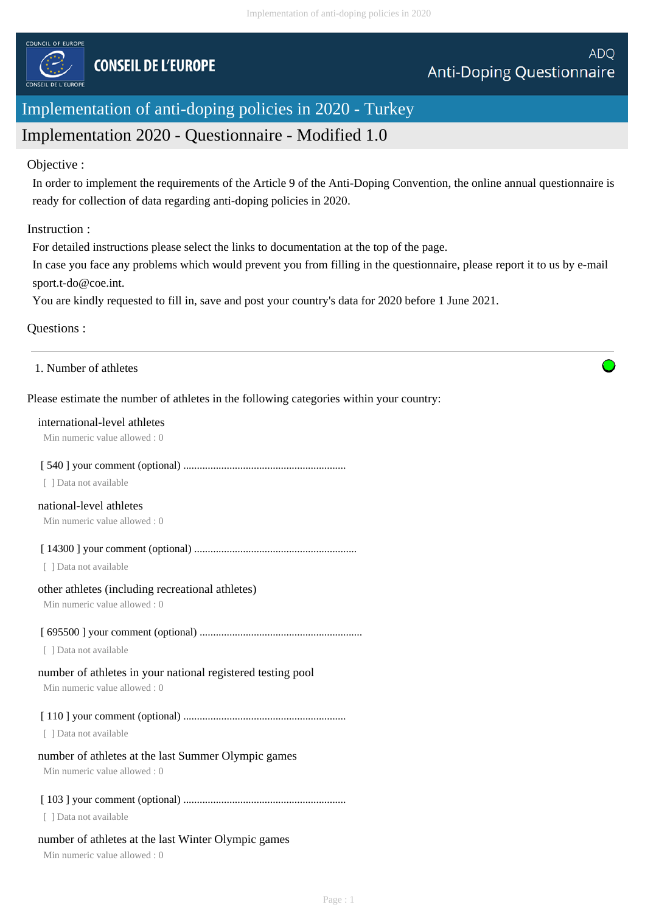COUNCIL OF EUROPE

CONSEIL DE L'EUROPE

ADQ
Anti-Doping Questionnaire

# Implementation of anti-doping policies in 2020 - Turkey

## Implementation 2020 - Questionnaire - Modified 1.0

Objective :

In order to implement the requirements of the Article 9 of the Anti-Doping Convention, the online annual questionnaire is ready for collection of data regarding anti-doping policies in 2020.

Instruction :

For detailed instructions please select the links to documentation at the top of the page.
In case you face any problems which would prevent you from filling in the questionnaire, please report it to us by e-mail sport.t-do@coe.int.
You are kindly requested to fill in, save and post your country's data for 2020 before 1 June 2021.

Questions :

---

1. Number of athletes

Please estimate the number of athletes in the following categories within your country:

international-level athletes
Min numeric value allowed : 0

[ 540 ] your comment (optional) ............................................................
[ ] Data not available

national-level athletes
Min numeric value allowed : 0

[ 14300 ] your comment (optional) ............................................................
[ ] Data not available

other athletes (including recreational athletes)
Min numeric value allowed : 0

[ 695500 ] your comment (optional) ............................................................
[ ] Data not available

number of athletes in your national registered testing pool
Min numeric value allowed : 0

[ 110 ] your comment (optional) ............................................................
[ ] Data not available

number of athletes at the last Summer Olympic games
Min numeric value allowed : 0

[ 103 ] your comment (optional) ............................................................
[ ] Data not available

number of athletes at the last Winter Olympic games
Min numeric value allowed : 0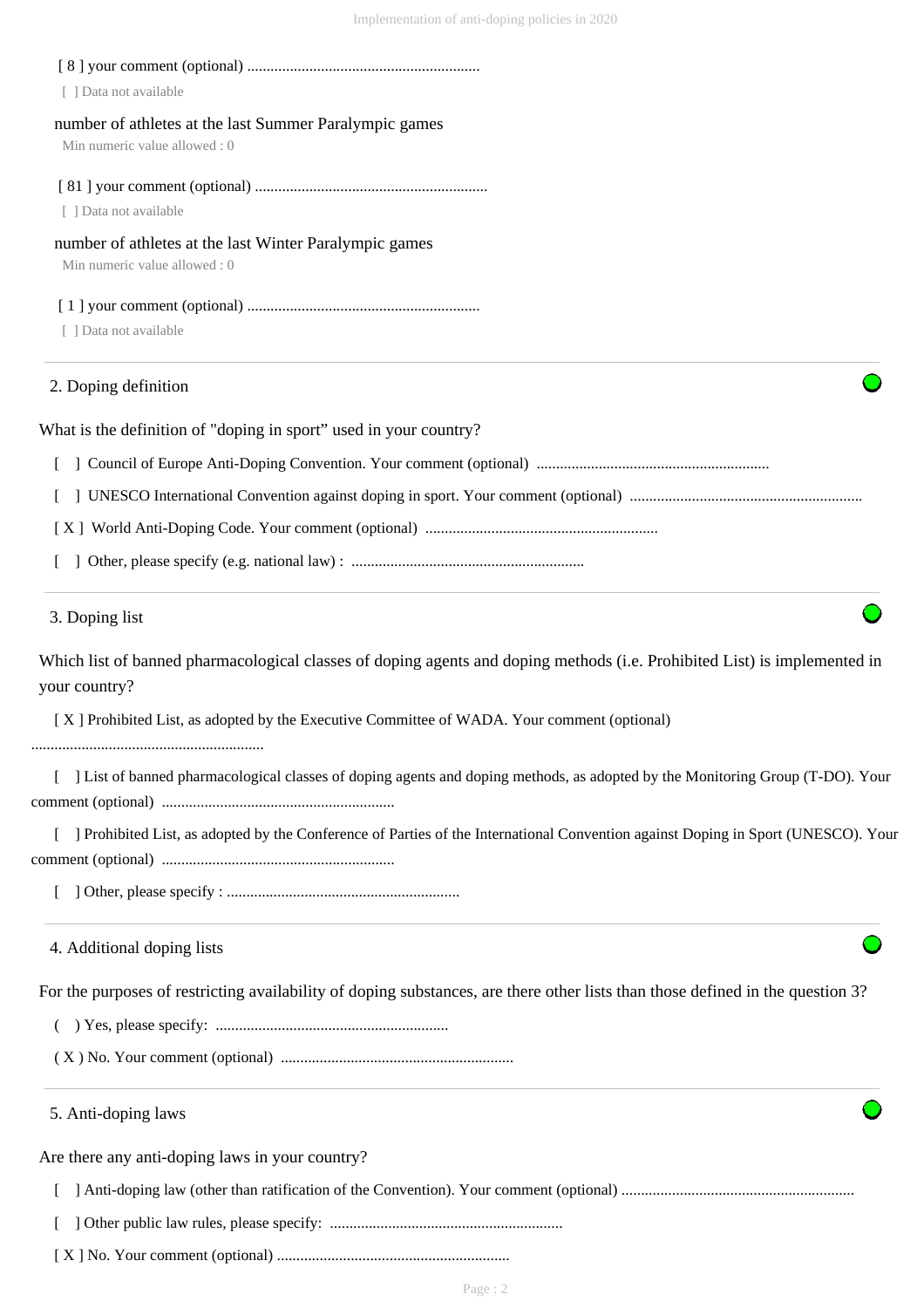[ 8 ] your comment (optional) ............................................................

[ ] Data not available

number of athletes at the last Summer Paralympic games

Min numeric value allowed : 0

[ 81 ] your comment (optional) ............................................................

[ ] Data not available

number of athletes at the last Winter Paralympic games

Min numeric value allowed : 0

[ 1 ] your comment (optional) ............................................................

[ ] Data not available

## 2. Doping definition

What is the definition of "doping in sport" used in your country?

[ ] Council of Europe Anti-Doping Convention. Your comment (optional) ............................................................

[ ] UNESCO International Convention against doping in sport. Your comment (optional) ............................................................

[ X ] World Anti-Doping Code. Your comment (optional) ............................................................

[ ] Other, please specify (e.g. national law) : ............................................................

## 3. Doping list

Which list of banned pharmacological classes of doping agents and doping methods (i.e. Prohibited List) is implemented in your country?

[ X ] Prohibited List, as adopted by the Executive Committee of WADA. Your comment (optional) ............................................................

[ ] List of banned pharmacological classes of doping agents and doping methods, as adopted by the Monitoring Group (T-DO). Your comment (optional) ............................................................

[ ] Prohibited List, as adopted by the Conference of Parties of the International Convention against Doping in Sport (UNESCO). Your comment (optional) ............................................................

[ ] Other, please specify : ............................................................

## 4. Additional doping lists

For the purposes of restricting availability of doping substances, are there other lists than those defined in the question 3?

( ) Yes, please specify: ............................................................

( X ) No. Your comment (optional) ............................................................

## 5. Anti-doping laws

Are there any anti-doping laws in your country?

[ ] Anti-doping law (other than ratification of the Convention). Your comment (optional) ............................................................

[ ] Other public law rules, please specify: ............................................................

[ X ] No. Your comment (optional) ............................................................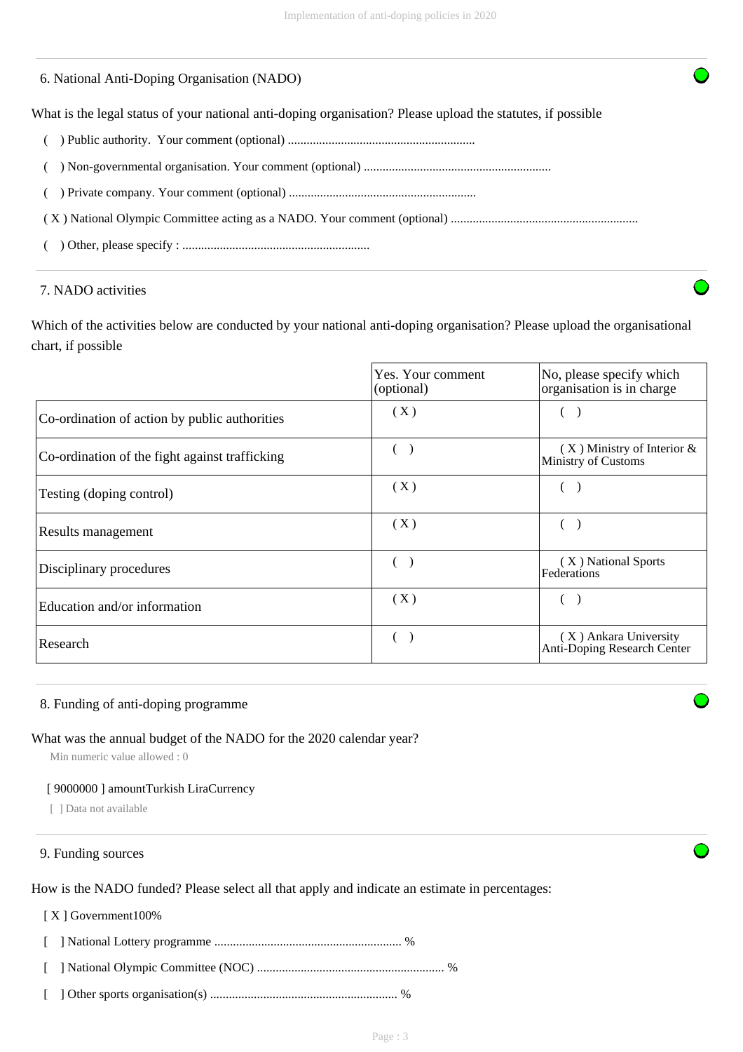## 6. National Anti-Doping Organisation (NADO)

What is the legal status of your national anti-doping organisation? Please upload the statutes, if possible

- ( ) Public authority. Your comment (optional) ...........................................................
- ( ) Non-governmental organisation. Your comment (optional) ...........................................................
- ( ) Private company. Your comment (optional) ...........................................................
- ( X ) National Olympic Committee acting as a NADO. Your comment (optional) ...........................................................
- ( ) Other, please specify : ...........................................................

## 7. NADO activities

Which of the activities below are conducted by your national anti-doping organisation? Please upload the organisational chart, if possible

| | Yes. Your comment (optional) | No, please specify which organisation is in charge |
|---|---|---|
| Co-ordination of action by public authorities | ( X ) | ( ) |
| Co-ordination of the fight against trafficking | ( ) | ( X ) Ministry of Interior & Ministry of Customs |
| Testing (doping control) | ( X ) | ( ) |
| Results management | ( X ) | ( ) |
| Disciplinary procedures | ( ) | ( X ) National Sports Federations |
| Education and/or information | ( X ) | ( ) |
| Research | ( ) | ( X ) Ankara University Anti-Doping Research Center |

## 8. Funding of anti-doping programme

What was the annual budget of the NADO for the 2020 calendar year?

Min numeric value allowed : 0

[ 9000000 ] amountTurkish LiraCurrency

[ ] Data not available

## 9. Funding sources

How is the NADO funded? Please select all that apply and indicate an estimate in percentages:

- [ X ] Government100%
- [ ] National Lottery programme ........................................................... %
- [ ] National Olympic Committee (NOC) ........................................................... %
- [ ] Other sports organisation(s) ........................................................... %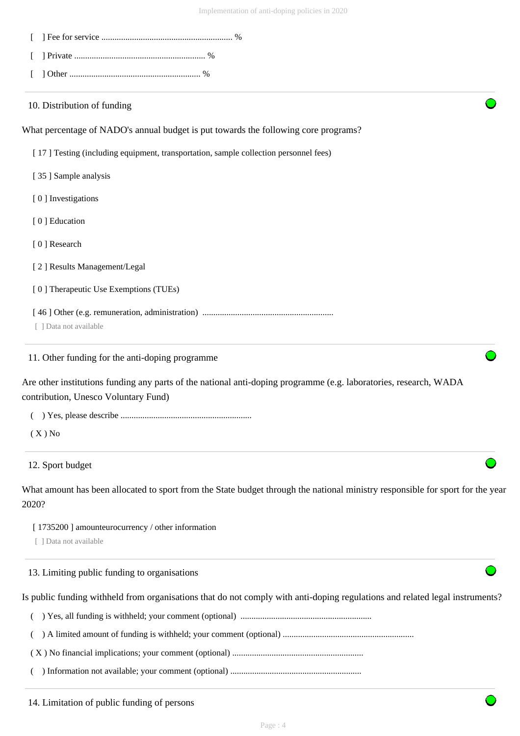[ ] Fee for service ........................................................... %

[ ] Private ........................................................... %

[ ] Other ........................................................... %

## 10. Distribution of funding

What percentage of NADO's annual budget is put towards the following core programs?

[ 17 ] Testing (including equipment, transportation, sample collection personnel fees)

[ 35 ] Sample analysis

[ 0 ] Investigations

[ 0 ] Education

[ 0 ] Research

[ 2 ] Results Management/Legal

[ 0 ] Therapeutic Use Exemptions (TUEs)

[ 46 ] Other (e.g. remuneration, administration) ...........................................................

[ ] Data not available

## 11. Other funding for the anti-doping programme

Are other institutions funding any parts of the national anti-doping programme (e.g. laboratories, research, WADA contribution, Unesco Voluntary Fund)

( ) Yes, please describe ...........................................................

( X ) No

## 12. Sport budget

What amount has been allocated to sport from the State budget through the national ministry responsible for sport for the year 2020?

[ 1735200 ] amounteurocurrency / other information

[ ] Data not available

## 13. Limiting public funding to organisations

Is public funding withheld from organisations that do not comply with anti-doping regulations and related legal instruments?

( ) Yes, all funding is withheld; your comment (optional) ...........................................................

( ) A limited amount of funding is withheld; your comment (optional) ...........................................................

( X ) No financial implications; your comment (optional) ...........................................................

( ) Information not available; your comment (optional) ...........................................................

## 14. Limitation of public funding of persons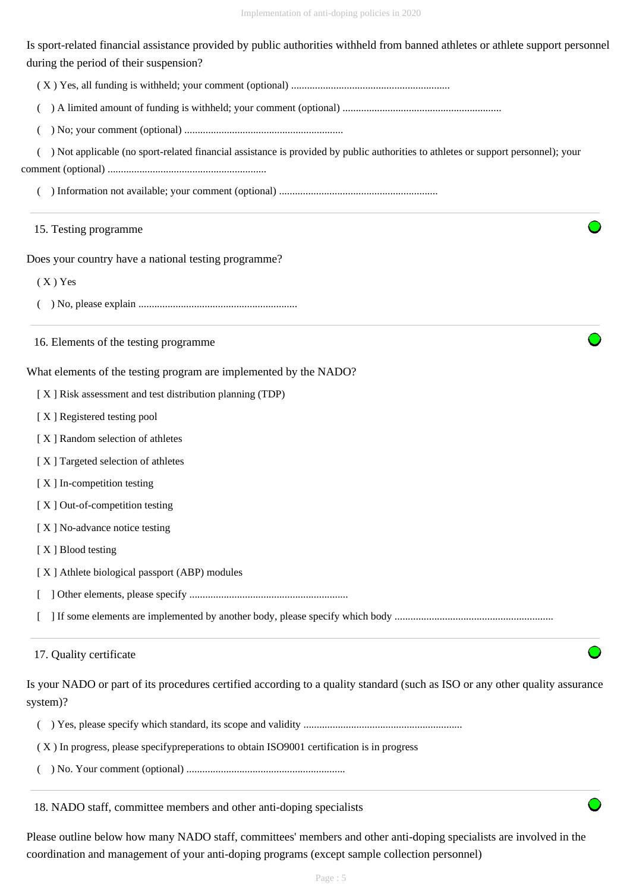Is sport-related financial assistance provided by public authorities withheld from banned athletes or athlete support personnel during the period of their suspension?

( X ) Yes, all funding is withheld; your comment (optional) ............................................................

(   ) A limited amount of funding is withheld; your comment (optional) ............................................................

(   ) No; your comment (optional) ............................................................

(   ) Not applicable (no sport-related financial assistance is provided by public authorities to athletes or support personnel); your comment (optional) ............................................................

(   ) Information not available; your comment (optional) ............................................................

---

## 15. Testing programme

Does your country have a national testing programme?

( X ) Yes

(   ) No, please explain ............................................................

---

## 16. Elements of the testing programme

What elements of the testing program are implemented by the NADO?

[ X ] Risk assessment and test distribution planning (TDP)

[ X ] Registered testing pool

[ X ] Random selection of athletes

[ X ] Targeted selection of athletes

[ X ] In-competition testing

[ X ] Out-of-competition testing

[ X ] No-advance notice testing

[ X ] Blood testing

[ X ] Athlete biological passport (ABP) modules

[   ] Other elements, please specify ............................................................

[   ] If some elements are implemented by another body, please specify which body ............................................................

---

## 17. Quality certificate

Is your NADO or part of its procedures certified according to a quality standard (such as ISO or any other quality assurance system)?

(   ) Yes, please specify which standard, its scope and validity ............................................................

( X ) In progress, please specifypreperations to obtain ISO9001 certification is in progress

(   ) No. Your comment (optional) ............................................................

---

## 18. NADO staff, committee members and other anti-doping specialists

Please outline below how many NADO staff, committees' members and other anti-doping specialists are involved in the coordination and management of your anti-doping programs (except sample collection personnel)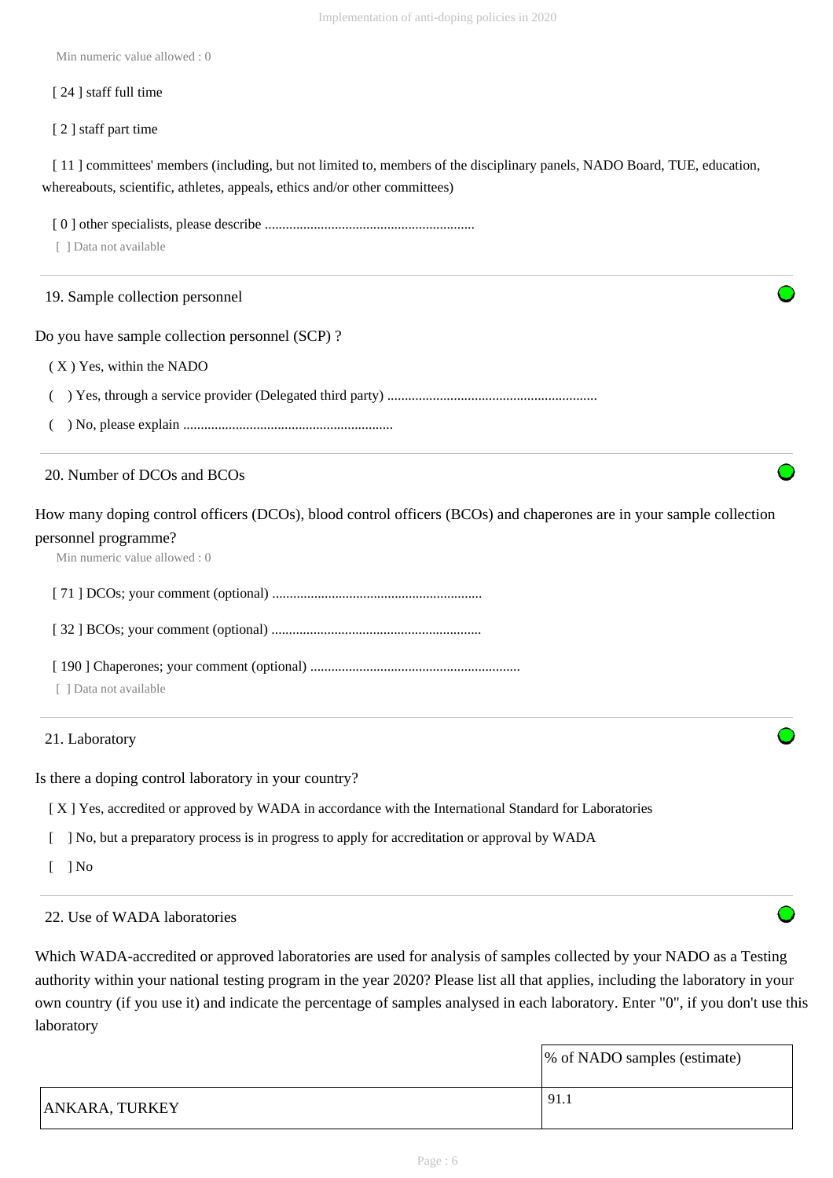Min numeric value allowed : 0

[ 24 ] staff full time

[ 2 ] staff part time

[ 11 ] committees' members (including, but not limited to, members of the disciplinary panels, NADO Board, TUE, education, whereabouts, scientific, athletes, appeals, ethics and/or other committees)

[ 0 ] other specialists, please describe ............................................................

[ ] Data not available

## 19. Sample collection personnel

Do you have sample collection personnel (SCP) ?

( X ) Yes, within the NADO

( ) Yes, through a service provider (Delegated third party) ............................................................

( ) No, please explain ............................................................

## 20. Number of DCOs and BCOs

How many doping control officers (DCOs), blood control officers (BCOs) and chaperones are in your sample collection personnel programme?

Min numeric value allowed : 0

[ 71 ] DCOs; your comment (optional) ............................................................

[ 32 ] BCOs; your comment (optional) ............................................................

[ 190 ] Chaperones; your comment (optional) ............................................................

[ ] Data not available

## 21. Laboratory

Is there a doping control laboratory in your country?

[ X ] Yes, accredited or approved by WADA in accordance with the International Standard for Laboratories

[ ] No, but a preparatory process is in progress to apply for accreditation or approval by WADA

[ ] No

## 22. Use of WADA laboratories

Which WADA-accredited or approved laboratories are used for analysis of samples collected by your NADO as a Testing authority within your national testing program in the year 2020? Please list all that applies, including the laboratory in your own country (if you use it) and indicate the percentage of samples analysed in each laboratory. Enter "0", if you don't use this laboratory

| | % of NADO samples (estimate) |
|---|---|
| ANKARA, TURKEY | 91.1 |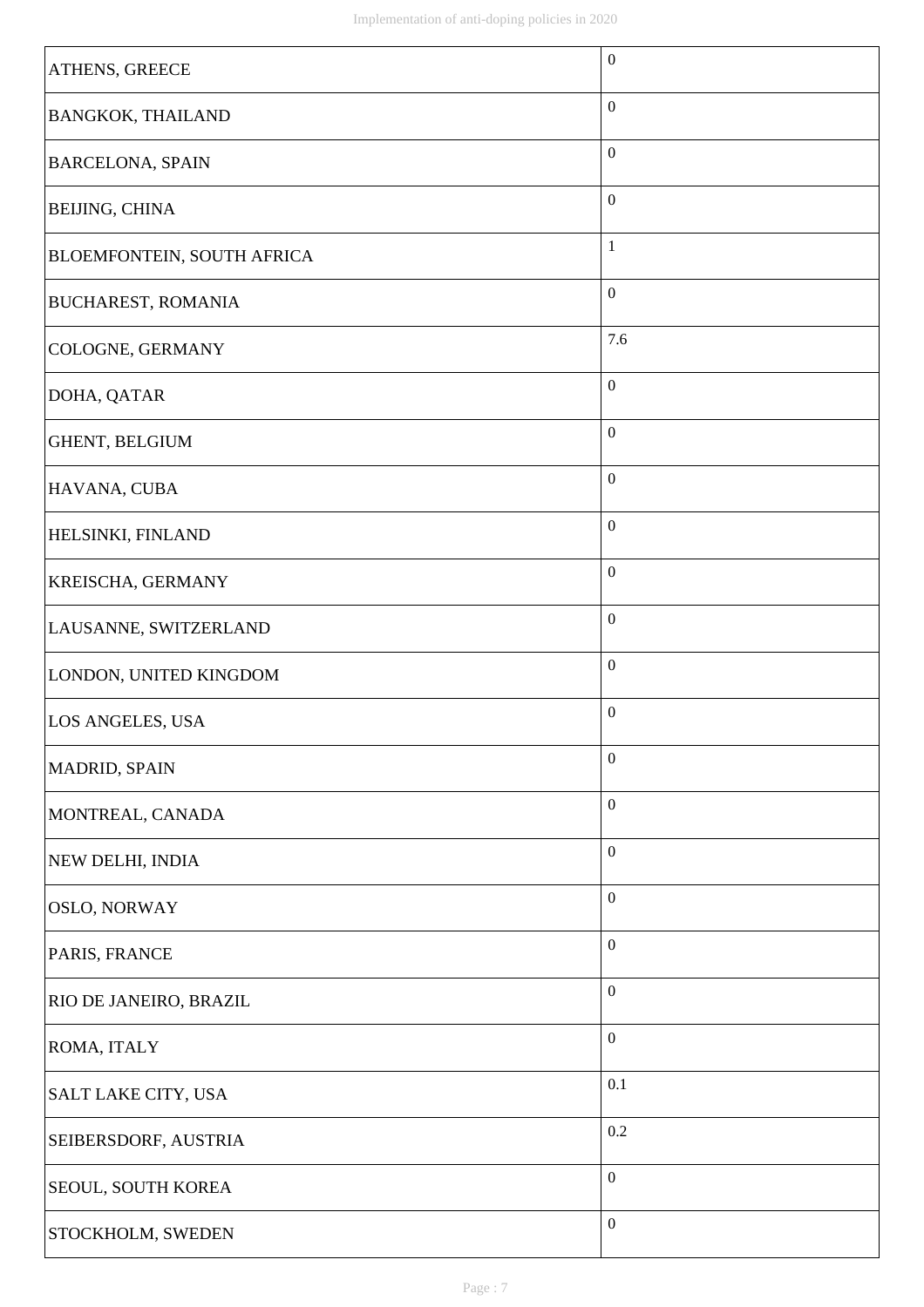| | |
|---|---|
| ATHENS, GREECE | 0 |
| BANGKOK, THAILAND | 0 |
| BARCELONA, SPAIN | 0 |
| BEIJING, CHINA | 0 |
| BLOEMFONTEIN, SOUTH AFRICA | 1 |
| BUCHAREST, ROMANIA | 0 |
| COLOGNE, GERMANY | 7.6 |
| DOHA, QATAR | 0 |
| GHENT, BELGIUM | 0 |
| HAVANA, CUBA | 0 |
| HELSINKI, FINLAND | 0 |
| KREISCHA, GERMANY | 0 |
| LAUSANNE, SWITZERLAND | 0 |
| LONDON, UNITED KINGDOM | 0 |
| LOS ANGELES, USA | 0 |
| MADRID, SPAIN | 0 |
| MONTREAL, CANADA | 0 |
| NEW DELHI, INDIA | 0 |
| OSLO, NORWAY | 0 |
| PARIS, FRANCE | 0 |
| RIO DE JANEIRO, BRAZIL | 0 |
| ROMA, ITALY | 0 |
| SALT LAKE CITY, USA | 0.1 |
| SEIBERSDORF, AUSTRIA | 0.2 |
| SEOUL, SOUTH KOREA | 0 |
| STOCKHOLM, SWEDEN | 0 |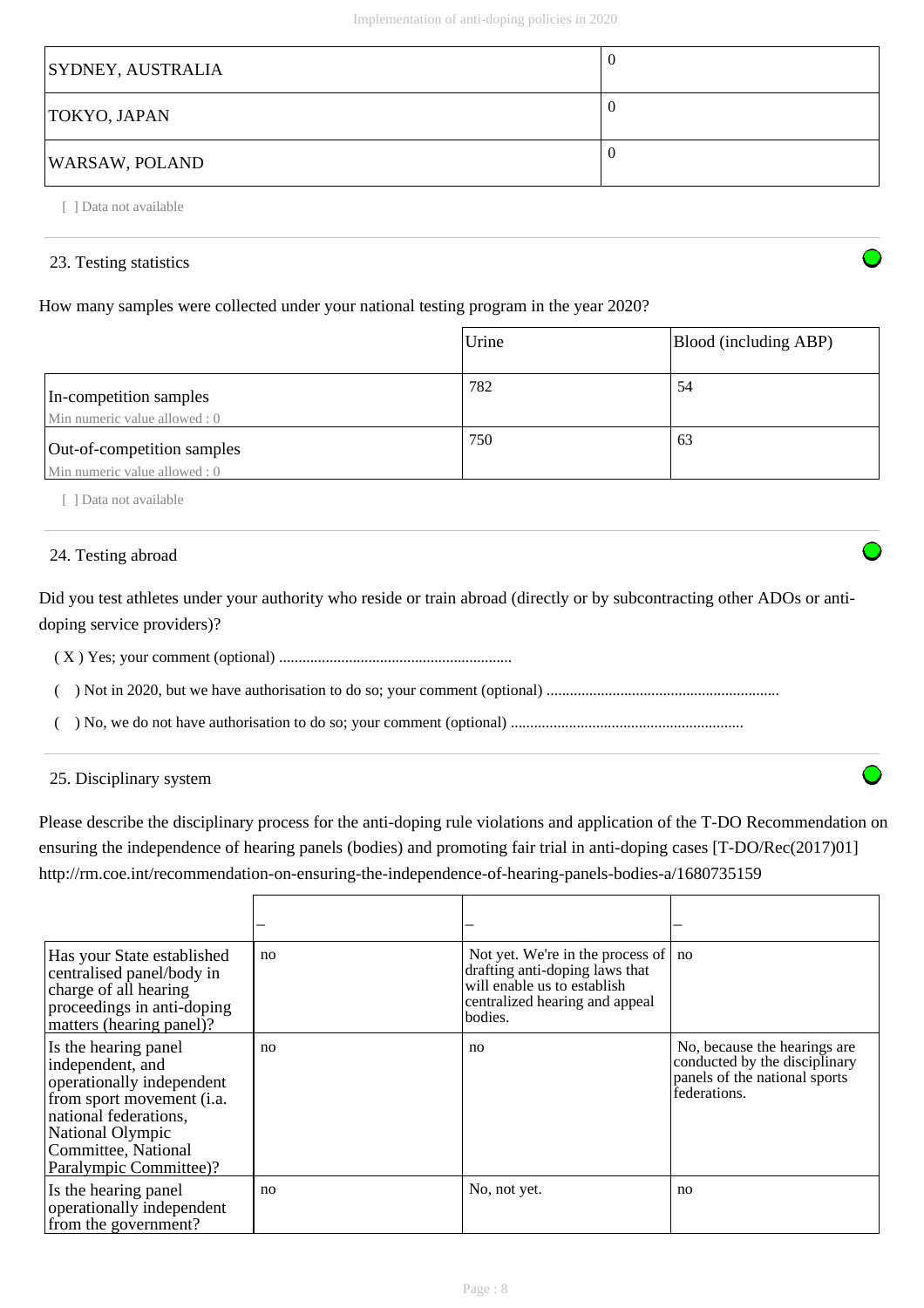| SYDNEY, AUSTRALIA | 0 |
| --- | --- |
| TOKYO, JAPAN | 0 |
| WARSAW, POLAND | 0 |

[ ] Data not available

## 23. Testing statistics

How many samples were collected under your national testing program in the year 2020?

| | Urine | Blood (including ABP) |
| --- | --- | --- |
| In-competition samples<br>Min numeric value allowed : 0 | 782 | 54 |
| Out-of-competition samples<br>Min numeric value allowed : 0 | 750 | 63 |

[ ] Data not available

## 24. Testing abroad

Did you test athletes under your authority who reside or train abroad (directly or by subcontracting other ADOs or anti-doping service providers)?

( X ) Yes; your comment (optional) ...........................................................

( ) Not in 2020, but we have authorisation to do so; your comment (optional) ...........................................................

( ) No, we do not have authorisation to do so; your comment (optional) ...........................................................

## 25. Disciplinary system

Please describe the disciplinary process for the anti-doping rule violations and application of the T-DO Recommendation on ensuring the independence of hearing panels (bodies) and promoting fair trial in anti-doping cases [T-DO/Rec(2017)01] http://rm.coe.int/recommendation-on-ensuring-the-independence-of-hearing-panels-bodies-a/1680735159

| | – | – | – |
| --- | --- | --- | --- |
| Has your State established centralised panel/body in charge of all hearing proceedings in anti-doping matters (hearing panel)? | no | Not yet. We're in the process of drafting anti-doping laws that will enable us to establish centralized hearing and appeal bodies. | no |
| Is the hearing panel independent, and operationally independent from sport movement (i.a. national federations, National Olympic Committee, National Paralympic Committee)? | no | no | No, because the hearings are conducted by the disciplinary panels of the national sports federations. |
| Is the hearing panel operationally independent from the government? | no | No, not yet. | no |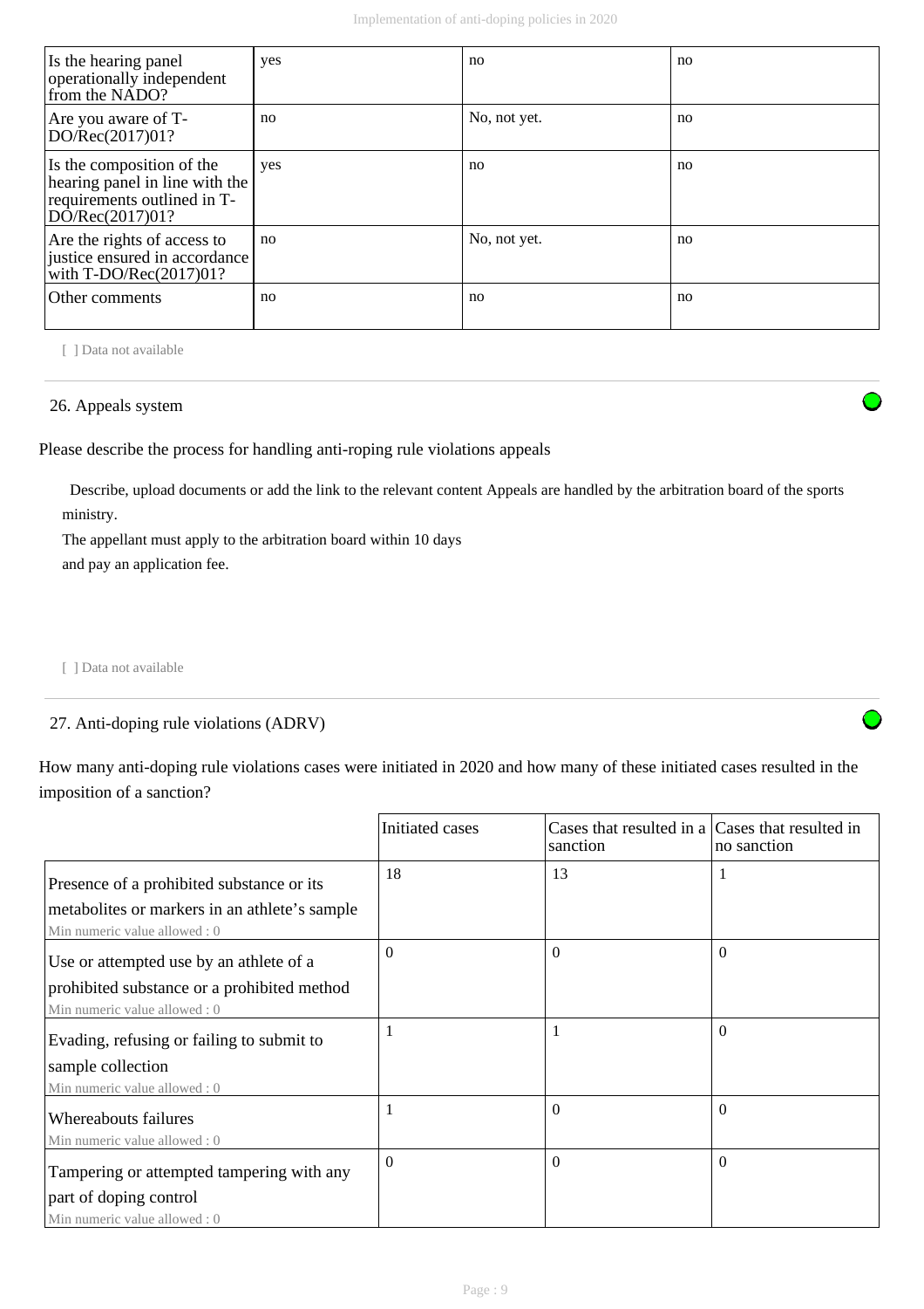| Is the hearing panel operationally independent from the NADO? | yes | no | no |
|---|---|---|---|
| Are you aware of T-DO/Rec(2017)01? | no | No, not yet. | no |
| Is the composition of the hearing panel in line with the requirements outlined in T-DO/Rec(2017)01? | yes | no | no |
| Are the rights of access to justice ensured in accordance with T-DO/Rec(2017)01? | no | No, not yet. | no |
| Other comments | no | no | no |

[ ] Data not available

## 26. Appeals system

Please describe the process for handling anti-roping rule violations appeals

Describe, upload documents or add the link to the relevant content Appeals are handled by the arbitration board of the sports ministry.
The appellant must apply to the arbitration board within 10 days
and pay an application fee.

[ ] Data not available

## 27. Anti-doping rule violations (ADRV)

How many anti-doping rule violations cases were initiated in 2020 and how many of these initiated cases resulted in the imposition of a sanction?

| | Initiated cases | Cases that resulted in a sanction | Cases that resulted in no sanction |
|---|---|---|---|
| Presence of a prohibited substance or its metabolites or markers in an athlete's sample<br>Min numeric value allowed : 0 | 18 | 13 | 1 |
| Use or attempted use by an athlete of a prohibited substance or a prohibited method<br>Min numeric value allowed : 0 | 0 | 0 | 0 |
| Evading, refusing or failing to submit to sample collection<br>Min numeric value allowed : 0 | 1 | 1 | 0 |
| Whereabouts failures<br>Min numeric value allowed : 0 | 1 | 0 | 0 |
| Tampering or attempted tampering with any part of doping control<br>Min numeric value allowed : 0 | 0 | 0 | 0 |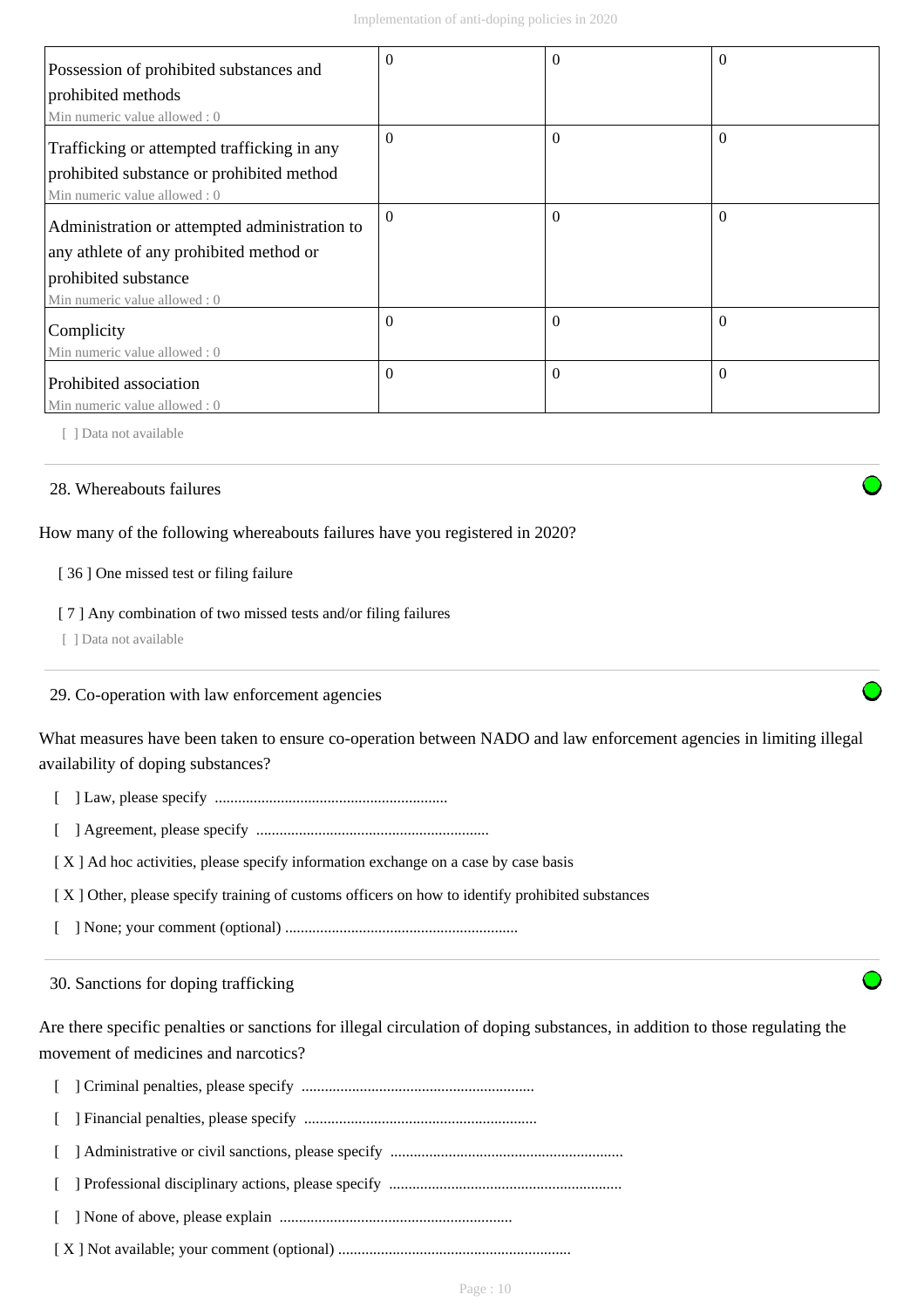| | | | |
|---|---|---|---|
| Possession of prohibited substances and prohibited methods<br>Min numeric value allowed : 0 | 0 | 0 | 0 |
| Trafficking or attempted trafficking in any prohibited substance or prohibited method<br>Min numeric value allowed : 0 | 0 | 0 | 0 |
| Administration or attempted administration to any athlete of any prohibited method or prohibited substance<br>Min numeric value allowed : 0 | 0 | 0 | 0 |
| Complicity<br>Min numeric value allowed : 0 | 0 | 0 | 0 |
| Prohibited association<br>Min numeric value allowed : 0 | 0 | 0 | 0 |

[ ] Data not available

## 28. Whereabouts failures

How many of the following whereabouts failures have you registered in 2020?

[ 36 ] One missed test or filing failure

[ 7 ] Any combination of two missed tests and/or filing failures

[ ] Data not available

## 29. Co-operation with law enforcement agencies

What measures have been taken to ensure co-operation between NADO and law enforcement agencies in limiting illegal availability of doping substances?

[ ] Law, please specify ............................................................

[ ] Agreement, please specify ............................................................

[ X ] Ad hoc activities, please specify information exchange on a case by case basis

[ X ] Other, please specify training of customs officers on how to identify prohibited substances

[ ] None; your comment (optional) ............................................................

## 30. Sanctions for doping trafficking

Are there specific penalties or sanctions for illegal circulation of doping substances, in addition to those regulating the movement of medicines and narcotics?

[ ] Criminal penalties, please specify ............................................................

[ ] Financial penalties, please specify ............................................................

[ ] Administrative or civil sanctions, please specify ............................................................

[ ] Professional disciplinary actions, please specify ............................................................

[ ] None of above, please explain ............................................................

[ X ] Not available; your comment (optional) ............................................................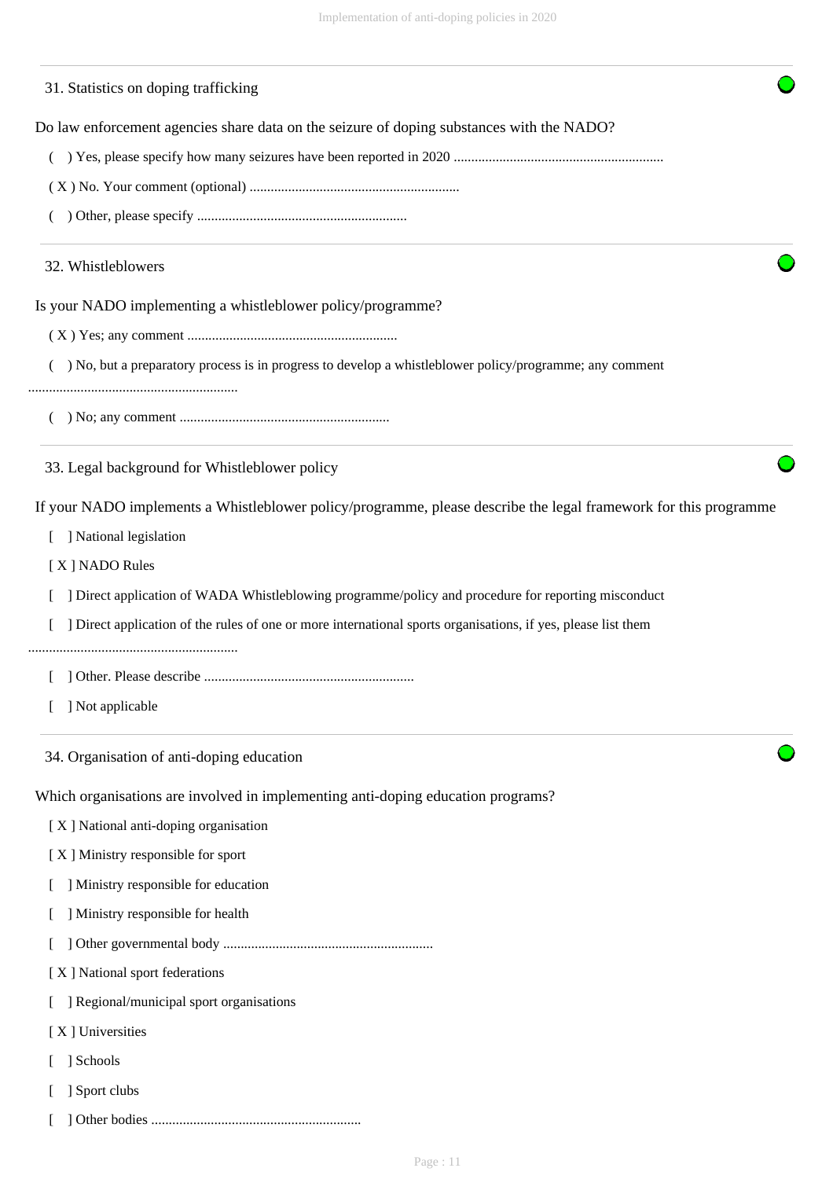### 31. Statistics on doping trafficking

Do law enforcement agencies share data on the seizure of doping substances with the NADO?

( ) Yes, please specify how many seizures have been reported in 2020 ...........................................................

( X ) No. Your comment (optional) ...........................................................

( ) Other, please specify ...........................................................

### 32. Whistleblowers

Is your NADO implementing a whistleblower policy/programme?

( X ) Yes; any comment ...........................................................

( ) No, but a preparatory process is in progress to develop a whistleblower policy/programme; any comment ...........................................................

( ) No; any comment ...........................................................

### 33. Legal background for Whistleblower policy

If your NADO implements a Whistleblower policy/programme, please describe the legal framework for this programme

[ ] National legislation

[ X ] NADO Rules

[ ] Direct application of WADA Whistleblowing programme/policy and procedure for reporting misconduct

[ ] Direct application of the rules of one or more international sports organisations, if yes, please list them ...........................................................

[ ] Other. Please describe ...........................................................

[ ] Not applicable

### 34. Organisation of anti-doping education

Which organisations are involved in implementing anti-doping education programs?

[ X ] National anti-doping organisation

[ X ] Ministry responsible for sport

[ ] Ministry responsible for education

[ ] Ministry responsible for health

[ ] Other governmental body ...........................................................

[ X ] National sport federations

[ ] Regional/municipal sport organisations

[ X ] Universities

[ ] Schools

[ ] Sport clubs

[ ] Other bodies ...........................................................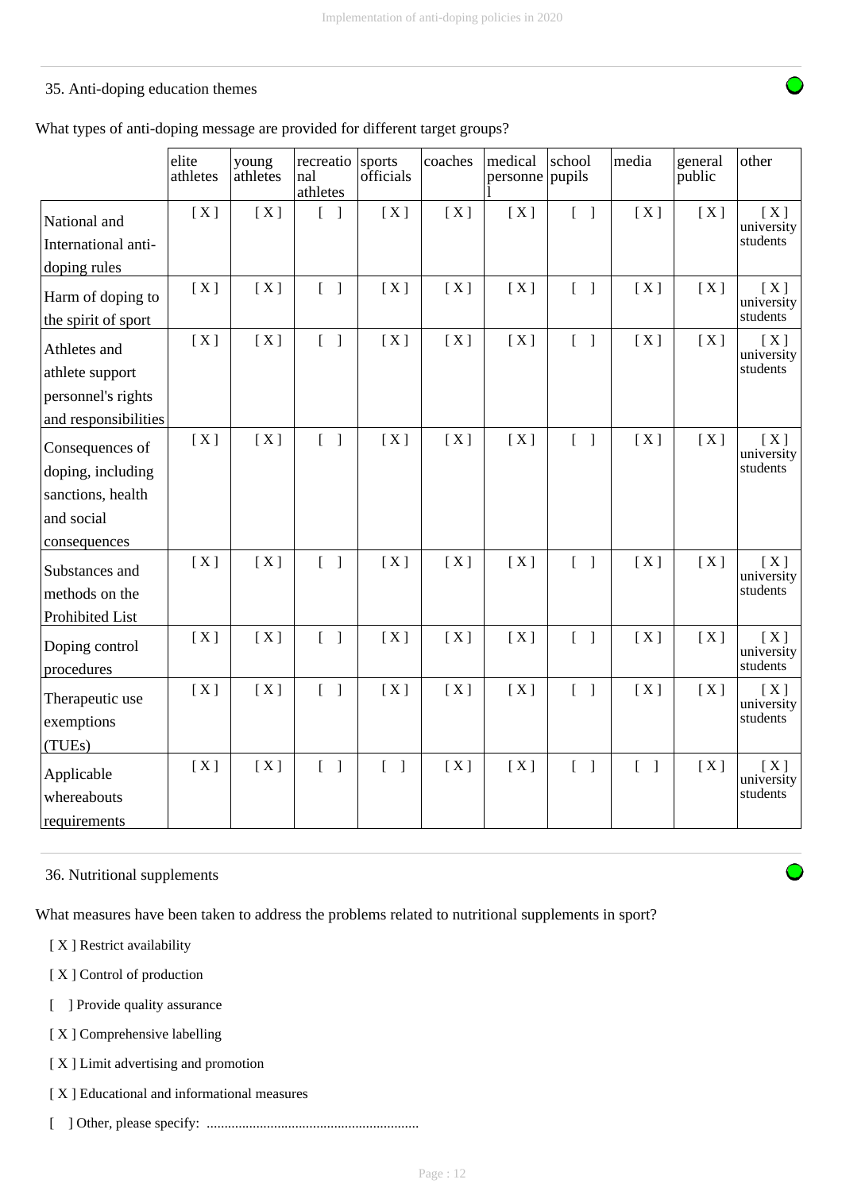## 35. Anti-doping education themes

What types of anti-doping message are provided for different target groups?

| | elite athletes | young athletes | recreational athletes | sports officials | coaches | medical personnel | school pupils | media | general public | other |
|---|---|---|---|---|---|---|---|---|---|---|
| National and International anti-doping rules | [ X ] | [ X ] | [ ] | [ X ] | [ X ] | [ X ] | [ ] | [ X ] | [ X ] | [ X ] university students |
| Harm of doping to the spirit of sport | [ X ] | [ X ] | [ ] | [ X ] | [ X ] | [ X ] | [ ] | [ X ] | [ X ] | [ X ] university students |
| Athletes and athlete support personnel's rights and responsibilities | [ X ] | [ X ] | [ ] | [ X ] | [ X ] | [ X ] | [ ] | [ X ] | [ X ] | [ X ] university students |
| Consequences of doping, including sanctions, health and social consequences | [ X ] | [ X ] | [ ] | [ X ] | [ X ] | [ X ] | [ ] | [ X ] | [ X ] | [ X ] university students |
| Substances and methods on the Prohibited List | [ X ] | [ X ] | [ ] | [ X ] | [ X ] | [ X ] | [ ] | [ X ] | [ X ] | [ X ] university students |
| Doping control procedures | [ X ] | [ X ] | [ ] | [ X ] | [ X ] | [ X ] | [ ] | [ X ] | [ X ] | [ X ] university students |
| Therapeutic use exemptions (TUEs) | [ X ] | [ X ] | [ ] | [ X ] | [ X ] | [ X ] | [ ] | [ X ] | [ X ] | [ X ] university students |
| Applicable whereabouts requirements | [ X ] | [ X ] | [ ] | [ ] | [ X ] | [ X ] | [ ] | [ ] | [ X ] | [ X ] university students |

## 36. Nutritional supplements

What measures have been taken to address the problems related to nutritional supplements in sport?

- [ X ] Restrict availability
- [ X ] Control of production
- [ ] Provide quality assurance
- [ X ] Comprehensive labelling
- [ X ] Limit advertising and promotion
- [ X ] Educational and informational measures
- [ ] Other, please specify: ............................................................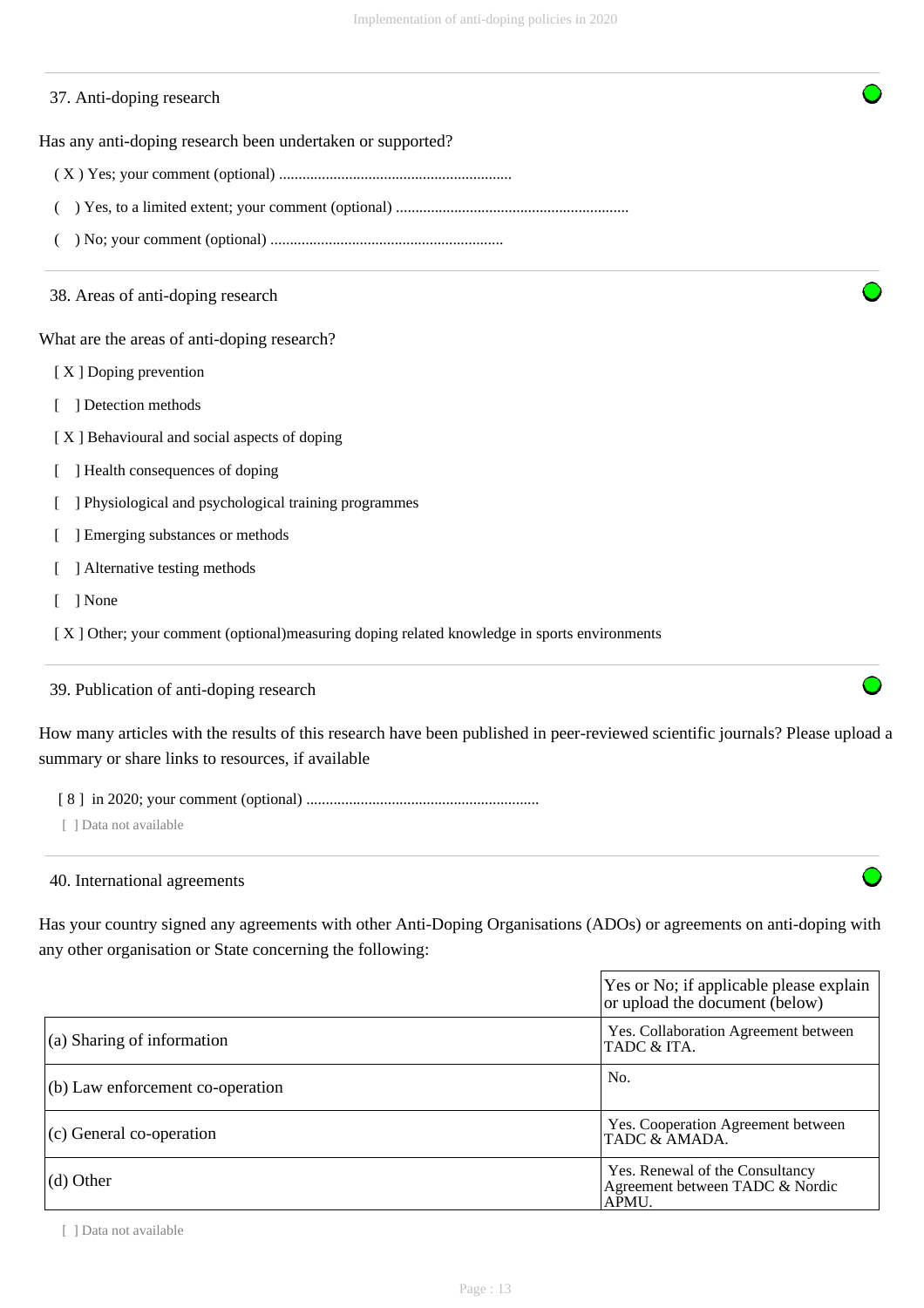## 37. Anti-doping research

Has any anti-doping research been undertaken or supported?

( X ) Yes; your comment (optional) ...........................................................

(   ) Yes, to a limited extent; your comment (optional) ...........................................................

(   ) No; your comment (optional) ...........................................................

## 38. Areas of anti-doping research

What are the areas of anti-doping research?

[ X ] Doping prevention

[   ] Detection methods

[ X ] Behavioural and social aspects of doping

[   ] Health consequences of doping

[   ] Physiological and psychological training programmes

[   ] Emerging substances or methods

[   ] Alternative testing methods

[   ] None

[ X ] Other; your comment (optional)measuring doping related knowledge in sports environments

## 39. Publication of anti-doping research

How many articles with the results of this research have been published in peer-reviewed scientific journals? Please upload a summary or share links to resources, if available

[ 8 ]  in 2020; your comment (optional) ...........................................................

[ ] Data not available

## 40. International agreements

Has your country signed any agreements with other Anti-Doping Organisations (ADOs) or agreements on anti-doping with any other organisation or State concerning the following:

| | Yes or No; if applicable please explain or upload the document (below) |
|---|---|
| (a) Sharing of information | Yes. Collaboration Agreement between TADC & ITA. |
| (b) Law enforcement co-operation | No. |
| (c) General co-operation | Yes. Cooperation Agreement between TADC & AMADA. |
| (d) Other | Yes. Renewal of the Consultancy Agreement between TADC & Nordic APMU. |

[ ] Data not available